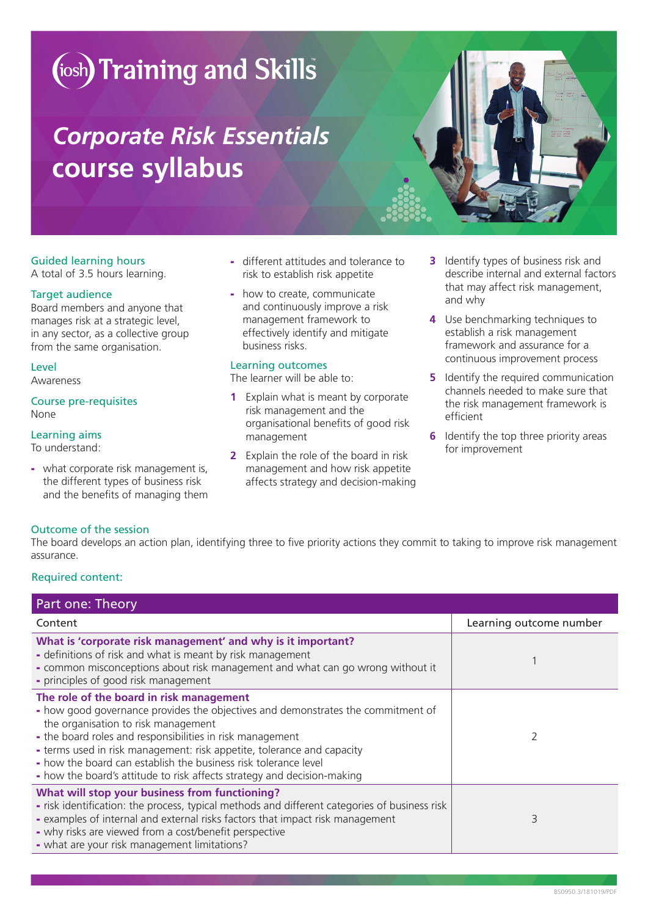# iosh Training and Skills

# *Corporate Risk Essentials* course syllabus

**Guided learning hours**
A total of 3.5 hours learning.

**Target audience**
Board members and anyone that manages risk at a strategic level, in any sector, as a collective group from the same organisation.

**Level**
Awareness

**Course pre-requisites**
None

**Learning aims**
To understand:

- what corporate risk management is, the different types of business risk and the benefits of managing them
- different attitudes and tolerance to risk to establish risk appetite
- how to create, communicate and continuously improve a risk management framework to effectively identify and mitigate business risks.

**Learning outcomes**
The learner will be able to:

1. Explain what is meant by corporate risk management and the organisational benefits of good risk management
2. Explain the role of the board in risk management and how risk appetite affects strategy and decision-making
3. Identify types of business risk and describe internal and external factors that may affect risk management, and why
4. Use benchmarking techniques to establish a risk management framework and assurance for a continuous improvement process
5. Identify the required communication channels needed to make sure that the risk management framework is efficient
6. Identify the top three priority areas for improvement

**Outcome of the session**
The board develops an action plan, identifying three to five priority actions they commit to taking to improve risk management assurance.

**Required content:**

| Part one: Theory | |
|---|---|
| Content | Learning outcome number |
| **What is 'corporate risk management' and why is it important?**<br>- definitions of risk and what is meant by risk management<br>- common misconceptions about risk management and what can go wrong without it<br>- principles of good risk management | 1 |
| **The role of the board in risk management**<br>- how good governance provides the objectives and demonstrates the commitment of the organisation to risk management<br>- the board roles and responsibilities in risk management<br>- terms used in risk management: risk appetite, tolerance and capacity<br>- how the board can establish the business risk tolerance level<br>- how the board's attitude to risk affects strategy and decision-making | 2 |
| **What will stop your business from functioning?**<br>- risk identification: the process, typical methods and different categories of business risk<br>- examples of internal and external risks factors that impact risk management<br>- why risks are viewed from a cost/benefit perspective<br>- what are your risk management limitations? | 3 |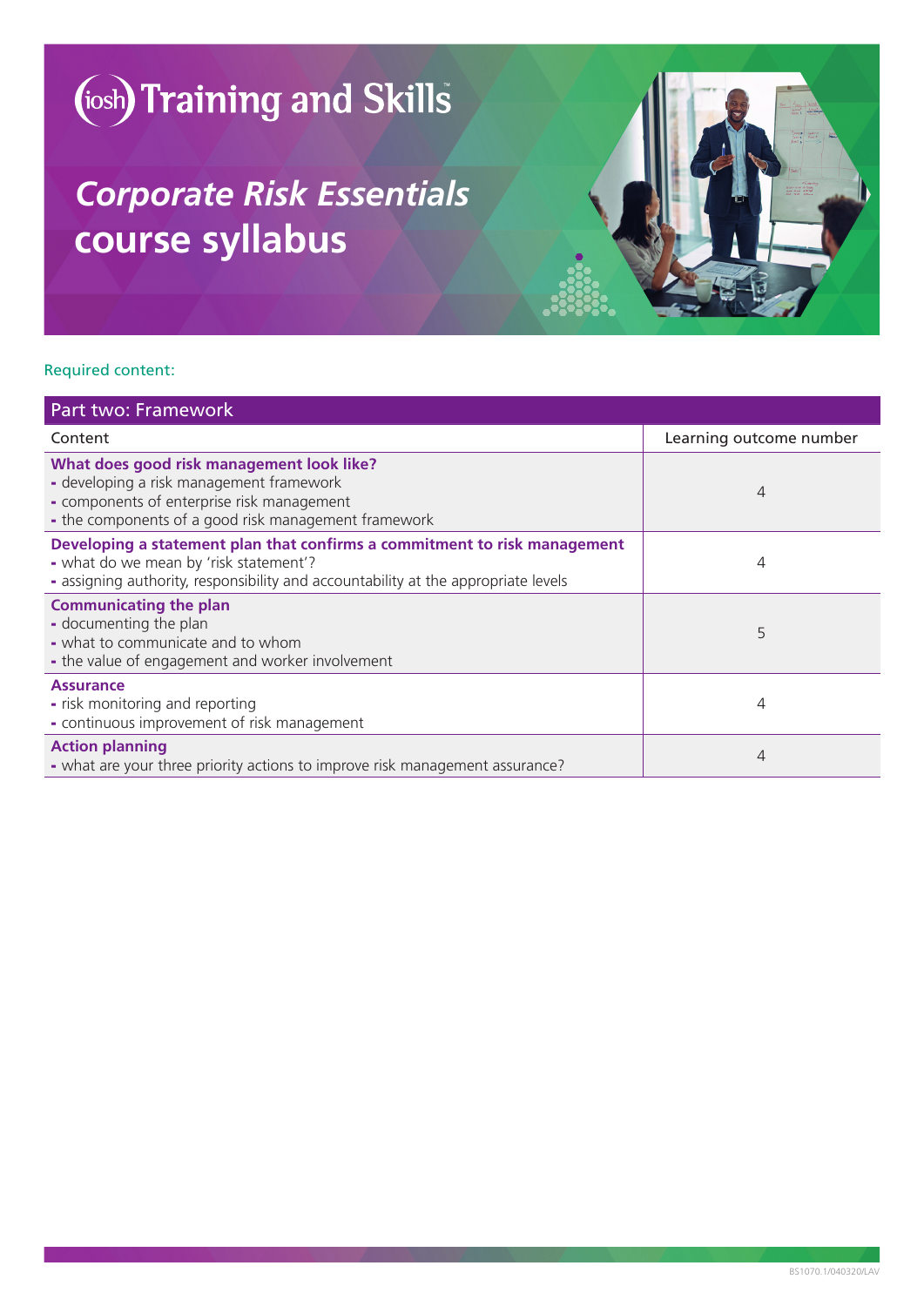# iosh Training and Skills

## *Corporate Risk Essentials* course syllabus

Required content:

| Part two: Framework | |
|---|---|
| Content | Learning outcome number |
| **What does good risk management look like?**<br>- developing a risk management framework<br>- components of enterprise risk management<br>- the components of a good risk management framework | 4 |
| **Developing a statement plan that confirms a commitment to risk management**<br>- what do we mean by 'risk statement'?<br>- assigning authority, responsibility and accountability at the appropriate levels | 4 |
| **Communicating the plan**<br>- documenting the plan<br>- what to communicate and to whom<br>- the value of engagement and worker involvement | 5 |
| **Assurance**<br>- risk monitoring and reporting<br>- continuous improvement of risk management | 4 |
| **Action planning**<br>- what are your three priority actions to improve risk management assurance? | 4 |

BS1070.1/040320/LAV